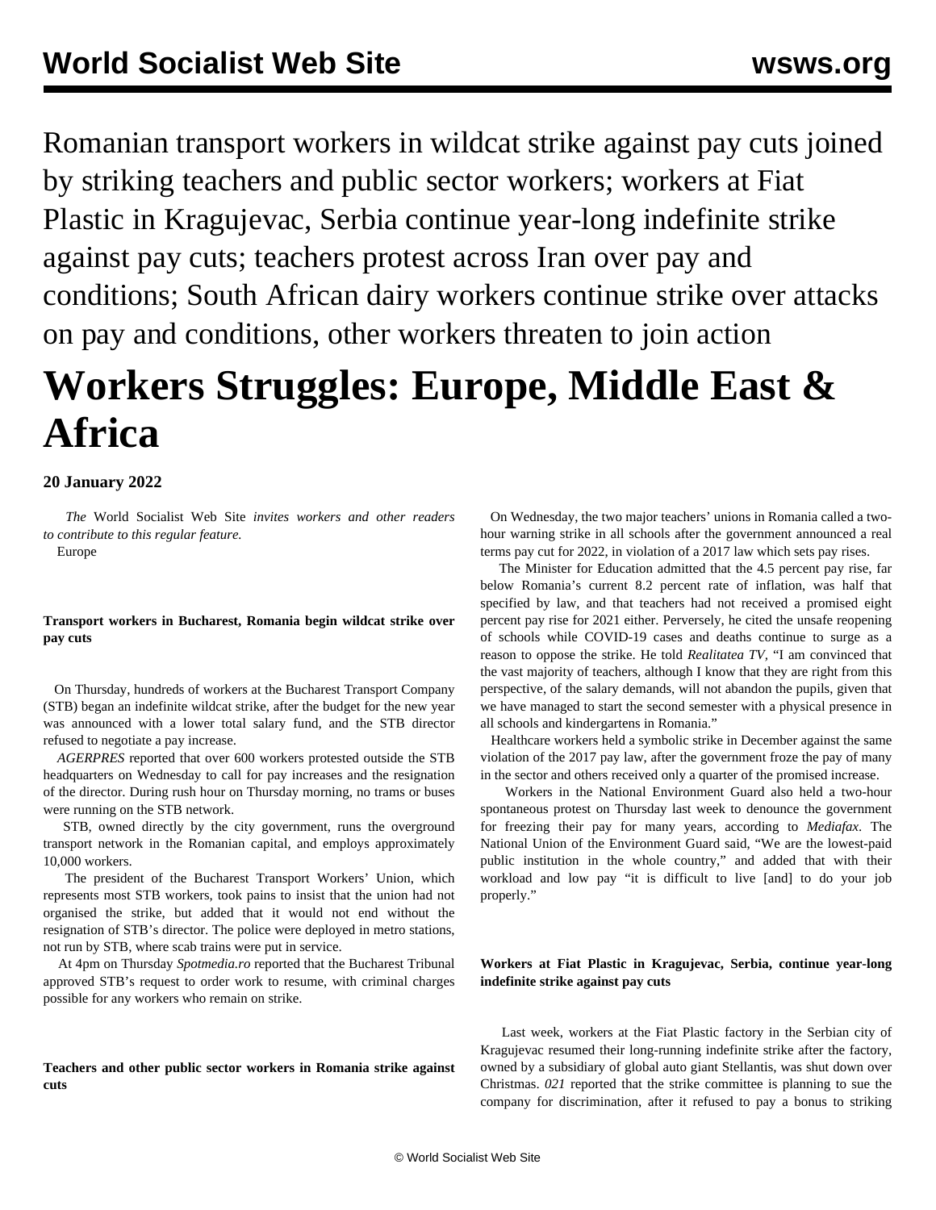Romanian transport workers in wildcat strike against pay cuts joined by striking teachers and public sector workers; workers at Fiat Plastic in Kragujevac, Serbia continue year-long indefinite strike against pay cuts; teachers protest across Iran over pay and conditions; South African dairy workers continue strike over attacks on pay and conditions, other workers threaten to join action

# Workers Struggles: Europe, Middle East & Africa

**20 January 2022**

*The* World Socialist Web Site *invites workers and other readers to contribute to this regular feature.*

Europe

**Transport workers in Bucharest, Romania begin wildcat strike over pay cuts**

On Thursday, hundreds of workers at the Bucharest Transport Company (STB) began an indefinite wildcat strike, after the budget for the new year was announced with a lower total salary fund, and the STB director refused to negotiate a pay increase.

*AGERPRES* reported that over 600 workers protested outside the STB headquarters on Wednesday to call for pay increases and the resignation of the director. During rush hour on Thursday morning, no trams or buses were running on the STB network.

STB, owned directly by the city government, runs the overground transport network in the Romanian capital, and employs approximately 10,000 workers.

The president of the Bucharest Transport Workers' Union, which represents most STB workers, took pains to insist that the union had not organised the strike, but added that it would not end without the resignation of STB's director. The police were deployed in metro stations, not run by STB, where scab trains were put in service.

At 4pm on Thursday *Spotmedia.ro* reported that the Bucharest Tribunal approved STB's request to order work to resume, with criminal charges possible for any workers who remain on strike.

**Teachers and other public sector workers in Romania strike against cuts**

On Wednesday, the two major teachers' unions in Romania called a two-hour warning strike in all schools after the government announced a real terms pay cut for 2022, in violation of a 2017 law which sets pay rises.

The Minister for Education admitted that the 4.5 percent pay rise, far below Romania's current 8.2 percent rate of inflation, was half that specified by law, and that teachers had not received a promised eight percent pay rise for 2021 either. Perversely, he cited the unsafe reopening of schools while COVID-19 cases and deaths continue to surge as a reason to oppose the strike. He told *Realitatea TV*, "I am convinced that the vast majority of teachers, although I know that they are right from this perspective, of the salary demands, will not abandon the pupils, given that we have managed to start the second semester with a physical presence in all schools and kindergartens in Romania."

Healthcare workers held a symbolic strike in December against the same violation of the 2017 pay law, after the government froze the pay of many in the sector and others received only a quarter of the promised increase.

Workers in the National Environment Guard also held a two-hour spontaneous protest on Thursday last week to denounce the government for freezing their pay for many years, according to *Mediafax*. The National Union of the Environment Guard said, "We are the lowest-paid public institution in the whole country," and added that with their workload and low pay "it is difficult to live [and] to do your job properly."

**Workers at Fiat Plastic in Kragujevac, Serbia, continue year-long indefinite strike against pay cuts**

Last week, workers at the Fiat Plastic factory in the Serbian city of Kragujevac resumed their long-running indefinite strike after the factory, owned by a subsidiary of global auto giant Stellantis, was shut down over Christmas. *021* reported that the strike committee is planning to sue the company for discrimination, after it refused to pay a bonus to striking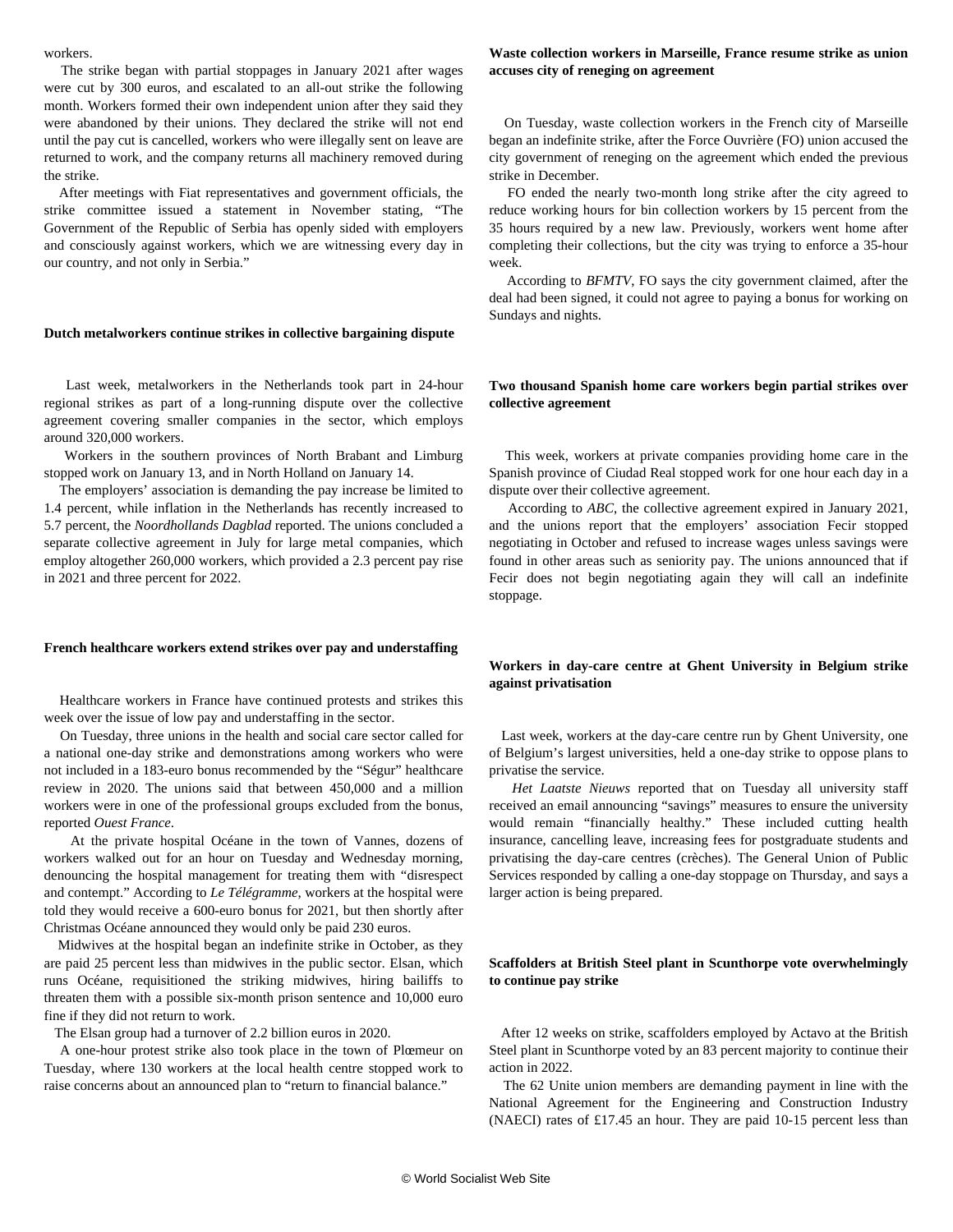workers.

The strike began with partial stoppages in January 2021 after wages were cut by 300 euros, and escalated to an all-out strike the following month. Workers formed their own independent union after they said they were abandoned by their unions. They declared the strike will not end until the pay cut is cancelled, workers who were illegally sent on leave are returned to work, and the company returns all machinery removed during the strike.

After meetings with Fiat representatives and government officials, the strike committee issued a statement in November stating, “The Government of the Republic of Serbia has openly sided with employers and consciously against workers, which we are witnessing every day in our country, and not only in Serbia.”

**Dutch metalworkers continue strikes in collective bargaining dispute**

Last week, metalworkers in the Netherlands took part in 24-hour regional strikes as part of a long-running dispute over the collective agreement covering smaller companies in the sector, which employs around 320,000 workers.

Workers in the southern provinces of North Brabant and Limburg stopped work on January 13, and in North Holland on January 14.

The employers’ association is demanding the pay increase be limited to 1.4 percent, while inflation in the Netherlands has recently increased to 5.7 percent, the *Noordhollands Dagblad* reported. The unions concluded a separate collective agreement in July for large metal companies, which employ altogether 260,000 workers, which provided a 2.3 percent pay rise in 2021 and three percent for 2022.

**French healthcare workers extend strikes over pay and understaffing**

Healthcare workers in France have continued protests and strikes this week over the issue of low pay and understaffing in the sector.

On Tuesday, three unions in the health and social care sector called for a national one-day strike and demonstrations among workers who were not included in a 183-euro bonus recommended by the “Ségur” healthcare review in 2020. The unions said that between 450,000 and a million workers were in one of the professional groups excluded from the bonus, reported *Ouest France*.

At the private hospital Océane in the town of Vannes, dozens of workers walked out for an hour on Tuesday and Wednesday morning, denouncing the hospital management for treating them with “disrespect and contempt.” According to *Le Télégramme*, workers at the hospital were told they would receive a 600-euro bonus for 2021, but then shortly after Christmas Océane announced they would only be paid 230 euros.

Midwives at the hospital began an indefinite strike in October, as they are paid 25 percent less than midwives in the public sector. Elsan, which runs Océane, requisitioned the striking midwives, hiring bailiffs to threaten them with a possible six-month prison sentence and 10,000 euro fine if they did not return to work.

The Elsan group had a turnover of 2.2 billion euros in 2020.

A one-hour protest strike also took place in the town of Plœmeur on Tuesday, where 130 workers at the local health centre stopped work to raise concerns about an announced plan to “return to financial balance.”

**Waste collection workers in Marseille, France resume strike as union accuses city of reneging on agreement**

On Tuesday, waste collection workers in the French city of Marseille began an indefinite strike, after the Force Ouvrière (FO) union accused the city government of reneging on the agreement which ended the previous strike in December.

FO ended the nearly two-month long strike after the city agreed to reduce working hours for bin collection workers by 15 percent from the 35 hours required by a new law. Previously, workers went home after completing their collections, but the city was trying to enforce a 35-hour week.

According to *BFMTV*, FO says the city government claimed, after the deal had been signed, it could not agree to paying a bonus for working on Sundays and nights.

**Two thousand Spanish home care workers begin partial strikes over collective agreement**

This week, workers at private companies providing home care in the Spanish province of Ciudad Real stopped work for one hour each day in a dispute over their collective agreement.

According to *ABC*, the collective agreement expired in January 2021, and the unions report that the employers’ association Fecir stopped negotiating in October and refused to increase wages unless savings were found in other areas such as seniority pay. The unions announced that if Fecir does not begin negotiating again they will call an indefinite stoppage.

**Workers in day-care centre at Ghent University in Belgium strike against privatisation**

Last week, workers at the day-care centre run by Ghent University, one of Belgium’s largest universities, held a one-day strike to oppose plans to privatise the service.

*Het Laatste Nieuws* reported that on Tuesday all university staff received an email announcing “savings” measures to ensure the university would remain “financially healthy.” These included cutting health insurance, cancelling leave, increasing fees for postgraduate students and privatising the day-care centres (crèches). The General Union of Public Services responded by calling a one-day stoppage on Thursday, and says a larger action is being prepared.

**Scaffolders at British Steel plant in Scunthorpe vote overwhelmingly to continue pay strike**

After 12 weeks on strike, scaffolders employed by Actavo at the British Steel plant in Scunthorpe voted by an 83 percent majority to continue their action in 2022.

The 62 Unite union members are demanding payment in line with the National Agreement for the Engineering and Construction Industry (NAECI) rates of £17.45 an hour. They are paid 10-15 percent less than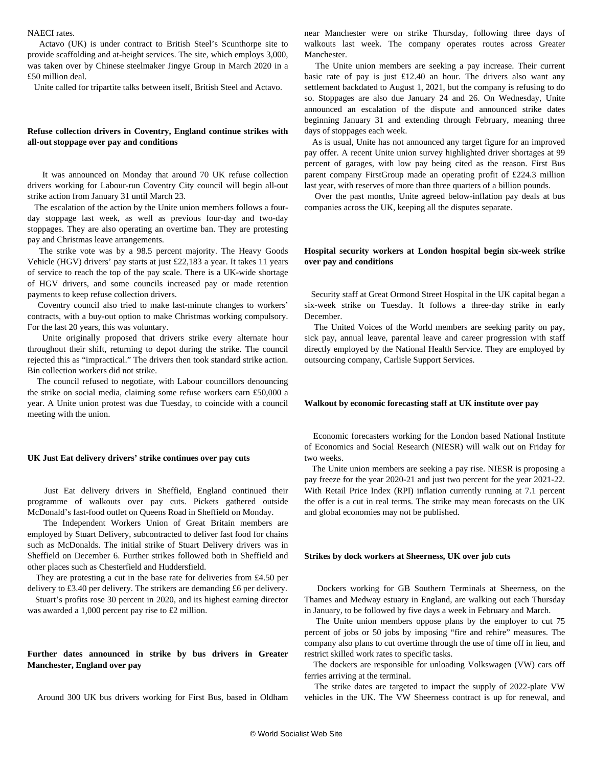NAECI rates.

Actavo (UK) is under contract to British Steel's Scunthorpe site to provide scaffolding and at-height services. The site, which employs 3,000, was taken over by Chinese steelmaker Jingye Group in March 2020 in a £50 million deal.

Unite called for tripartite talks between itself, British Steel and Actavo.

### Refuse collection drivers in Coventry, England continue strikes with all-out stoppage over pay and conditions

It was announced on Monday that around 70 UK refuse collection drivers working for Labour-run Coventry City council will begin all-out strike action from January 31 until March 23.

The escalation of the action by the Unite union members follows a four-day stoppage last week, as well as previous four-day and two-day stoppages. They are also operating an overtime ban. They are protesting pay and Christmas leave arrangements.

The strike vote was by a 98.5 percent majority. The Heavy Goods Vehicle (HGV) drivers' pay starts at just £22,183 a year. It takes 11 years of service to reach the top of the pay scale. There is a UK-wide shortage of HGV drivers, and some councils increased pay or made retention payments to keep refuse collection drivers.

Coventry council also tried to make last-minute changes to workers' contracts, with a buy-out option to make Christmas working compulsory. For the last 20 years, this was voluntary.

Unite originally proposed that drivers strike every alternate hour throughout their shift, returning to depot during the strike. The council rejected this as "impractical." The drivers then took standard strike action. Bin collection workers did not strike.

The council refused to negotiate, with Labour councillors denouncing the strike on social media, claiming some refuse workers earn £50,000 a year. A Unite union protest was due Tuesday, to coincide with a council meeting with the union.

### UK Just Eat delivery drivers' strike continues over pay cuts

Just Eat delivery drivers in Sheffield, England continued their programme of walkouts over pay cuts. Pickets gathered outside McDonald's fast-food outlet on Queens Road in Sheffield on Monday.

The Independent Workers Union of Great Britain members are employed by Stuart Delivery, subcontracted to deliver fast food for chains such as McDonalds. The initial strike of Stuart Delivery drivers was in Sheffield on December 6. Further strikes followed both in Sheffield and other places such as Chesterfield and Huddersfield.

They are protesting a cut in the base rate for deliveries from £4.50 per delivery to £3.40 per delivery. The strikers are demanding £6 per delivery.

Stuart's profits rose 30 percent in 2020, and its highest earning director was awarded a 1,000 percent pay rise to £2 million.

### Further dates announced in strike by bus drivers in Greater Manchester, England over pay

Around 300 UK bus drivers working for First Bus, based in Oldham near Manchester were on strike Thursday, following three days of walkouts last week. The company operates routes across Greater Manchester.

The Unite union members are seeking a pay increase. Their current basic rate of pay is just £12.40 an hour. The drivers also want any settlement backdated to August 1, 2021, but the company is refusing to do so. Stoppages are also due January 24 and 26. On Wednesday, Unite announced an escalation of the dispute and announced strike dates beginning January 31 and extending through February, meaning three days of stoppages each week.

As is usual, Unite has not announced any target figure for an improved pay offer. A recent Unite union survey highlighted driver shortages at 99 percent of garages, with low pay being cited as the reason. First Bus parent company FirstGroup made an operating profit of £224.3 million last year, with reserves of more than three quarters of a billion pounds.

Over the past months, Unite agreed below-inflation pay deals at bus companies across the UK, keeping all the disputes separate.

### Hospital security workers at London hospital begin six-week strike over pay and conditions

Security staff at Great Ormond Street Hospital in the UK capital began a six-week strike on Tuesday. It follows a three-day strike in early December.

The United Voices of the World members are seeking parity on pay, sick pay, annual leave, parental leave and career progression with staff directly employed by the National Health Service. They are employed by outsourcing company, Carlisle Support Services.

### Walkout by economic forecasting staff at UK institute over pay

Economic forecasters working for the London based National Institute of Economics and Social Research (NIESR) will walk out on Friday for two weeks.

The Unite union members are seeking a pay rise. NIESR is proposing a pay freeze for the year 2020-21 and just two percent for the year 2021-22. With Retail Price Index (RPI) inflation currently running at 7.1 percent the offer is a cut in real terms. The strike may mean forecasts on the UK and global economies may not be published.

### Strikes by dock workers at Sheerness, UK over job cuts

Dockers working for GB Southern Terminals at Sheerness, on the Thames and Medway estuary in England, are walking out each Thursday in January, to be followed by five days a week in February and March.

The Unite union members oppose plans by the employer to cut 75 percent of jobs or 50 jobs by imposing "fire and rehire" measures. The company also plans to cut overtime through the use of time off in lieu, and restrict skilled work rates to specific tasks.

The dockers are responsible for unloading Volkswagen (VW) cars off ferries arriving at the terminal.

The strike dates are targeted to impact the supply of 2022-plate VW vehicles in the UK. The VW Sheerness contract is up for renewal, and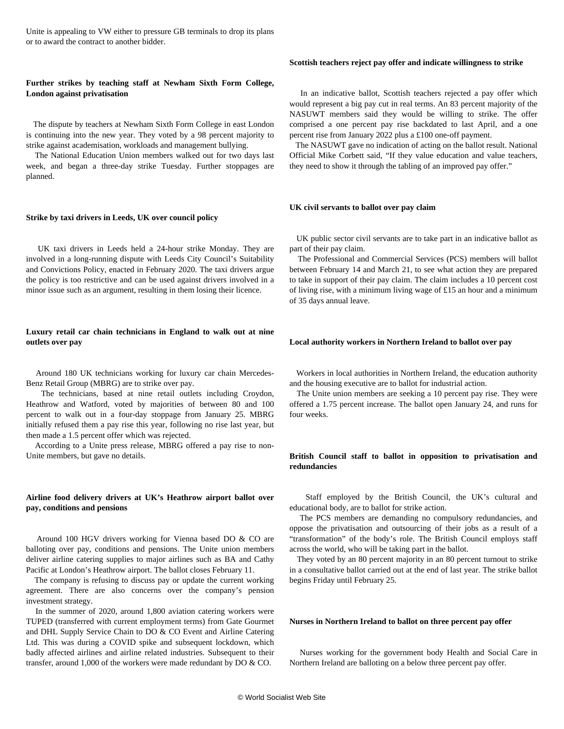Unite is appealing to VW either to pressure GB terminals to drop its plans or to award the contract to another bidder.

**Further strikes by teaching staff at Newham Sixth Form College, London against privatisation**

The dispute by teachers at Newham Sixth Form College in east London is continuing into the new year. They voted by a 98 percent majority to strike against academisation, workloads and management bullying.

The National Education Union members walked out for two days last week, and began a three-day strike Tuesday. Further stoppages are planned.

**Strike by taxi drivers in Leeds, UK over council policy**

UK taxi drivers in Leeds held a 24-hour strike Monday. They are involved in a long-running dispute with Leeds City Council's Suitability and Convictions Policy, enacted in February 2020. The taxi drivers argue the policy is too restrictive and can be used against drivers involved in a minor issue such as an argument, resulting in them losing their licence.

**Luxury retail car chain technicians in England to walk out at nine outlets over pay**

Around 180 UK technicians working for luxury car chain Mercedes-Benz Retail Group (MBRG) are to strike over pay.

The technicians, based at nine retail outlets including Croydon, Heathrow and Watford, voted by majorities of between 80 and 100 percent to walk out in a four-day stoppage from January 25. MBRG initially refused them a pay rise this year, following no rise last year, but then made a 1.5 percent offer which was rejected.

According to a Unite press release, MBRG offered a pay rise to non-Unite members, but gave no details.

**Airline food delivery drivers at UK's Heathrow airport ballot over pay, conditions and pensions**

Around 100 HGV drivers working for Vienna based DO & CO are balloting over pay, conditions and pensions. The Unite union members deliver airline catering supplies to major airlines such as BA and Cathy Pacific at London's Heathrow airport. The ballot closes February 11.

The company is refusing to discuss pay or update the current working agreement. There are also concerns over the company's pension investment strategy.

In the summer of 2020, around 1,800 aviation catering workers were TUPED (transferred with current employment terms) from Gate Gourmet and DHL Supply Service Chain to DO & CO Event and Airline Catering Ltd. This was during a COVID spike and subsequent lockdown, which badly affected airlines and airline related industries. Subsequent to their transfer, around 1,000 of the workers were made redundant by DO & CO.

**Scottish teachers reject pay offer and indicate willingness to strike**

In an indicative ballot, Scottish teachers rejected a pay offer which would represent a big pay cut in real terms. An 83 percent majority of the NASUWT members said they would be willing to strike. The offer comprised a one percent pay rise backdated to last April, and a one percent rise from January 2022 plus a £100 one-off payment.

The NASUWT gave no indication of acting on the ballot result. National Official Mike Corbett said, "If they value education and value teachers, they need to show it through the tabling of an improved pay offer."

**UK civil servants to ballot over pay claim**

UK public sector civil servants are to take part in an indicative ballot as part of their pay claim.

The Professional and Commercial Services (PCS) members will ballot between February 14 and March 21, to see what action they are prepared to take in support of their pay claim. The claim includes a 10 percent cost of living rise, with a minimum living wage of £15 an hour and a minimum of 35 days annual leave.

**Local authority workers in Northern Ireland to ballot over pay**

Workers in local authorities in Northern Ireland, the education authority and the housing executive are to ballot for industrial action.

The Unite union members are seeking a 10 percent pay rise. They were offered a 1.75 percent increase. The ballot open January 24, and runs for four weeks.

**British Council staff to ballot in opposition to privatisation and redundancies**

Staff employed by the British Council, the UK's cultural and educational body, are to ballot for strike action.

The PCS members are demanding no compulsory redundancies, and oppose the privatisation and outsourcing of their jobs as a result of a "transformation" of the body's role. The British Council employs staff across the world, who will be taking part in the ballot.

They voted by an 80 percent majority in an 80 percent turnout to strike in a consultative ballot carried out at the end of last year. The strike ballot begins Friday until February 25.

**Nurses in Northern Ireland to ballot on three percent pay offer**

Nurses working for the government body Health and Social Care in Northern Ireland are balloting on a below three percent pay offer.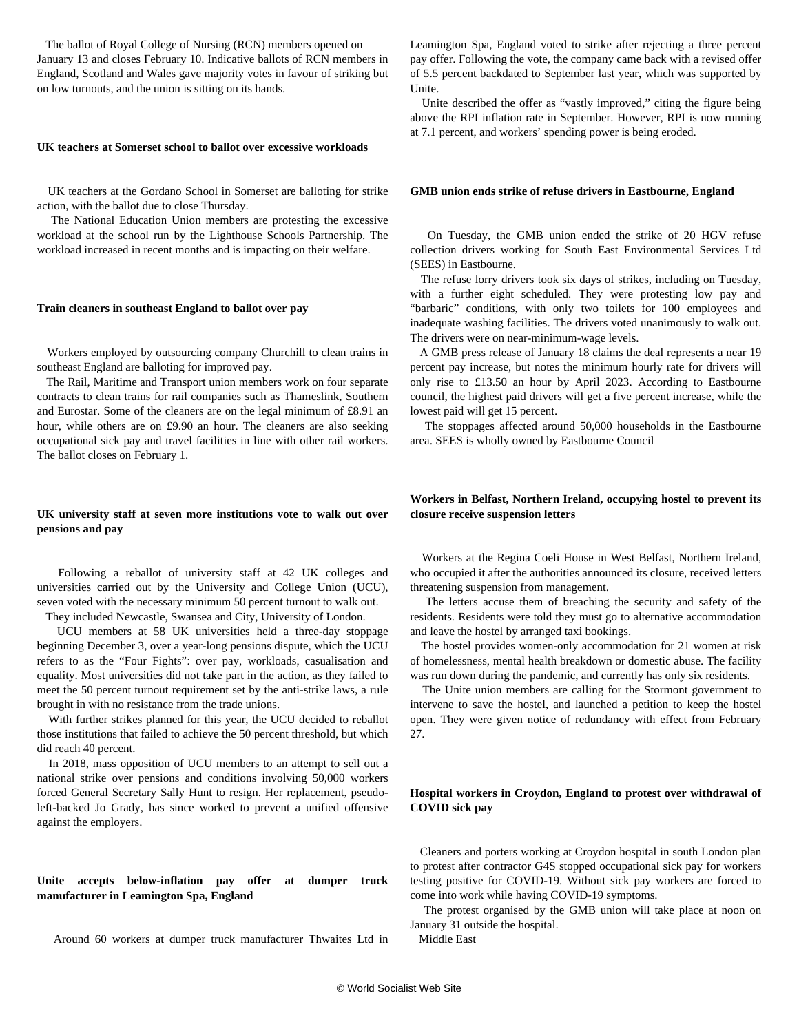The ballot of Royal College of Nursing (RCN) members opened on January 13 and closes February 10. Indicative ballots of RCN members in England, Scotland and Wales gave majority votes in favour of striking but on low turnouts, and the union is sitting on its hands.

**UK teachers at Somerset school to ballot over excessive workloads**

UK teachers at the Gordano School in Somerset are balloting for strike action, with the ballot due to close Thursday.

The National Education Union members are protesting the excessive workload at the school run by the Lighthouse Schools Partnership. The workload increased in recent months and is impacting on their welfare.

**Train cleaners in southeast England to ballot over pay**

Workers employed by outsourcing company Churchill to clean trains in southeast England are balloting for improved pay.

The Rail, Maritime and Transport union members work on four separate contracts to clean trains for rail companies such as Thameslink, Southern and Eurostar. Some of the cleaners are on the legal minimum of £8.91 an hour, while others are on £9.90 an hour. The cleaners are also seeking occupational sick pay and travel facilities in line with other rail workers. The ballot closes on February 1.

**UK university staff at seven more institutions vote to walk out over pensions and pay**

Following a reballot of university staff at 42 UK colleges and universities carried out by the University and College Union (UCU), seven voted with the necessary minimum 50 percent turnout to walk out.

They included Newcastle, Swansea and City, University of London.

UCU members at 58 UK universities held a three-day stoppage beginning December 3, over a year-long pensions dispute, which the UCU refers to as the "Four Fights": over pay, workloads, casualisation and equality. Most universities did not take part in the action, as they failed to meet the 50 percent turnout requirement set by the anti-strike laws, a rule brought in with no resistance from the trade unions.

With further strikes planned for this year, the UCU decided to reballot those institutions that failed to achieve the 50 percent threshold, but which did reach 40 percent.

In 2018, mass opposition of UCU members to an attempt to sell out a national strike over pensions and conditions involving 50,000 workers forced General Secretary Sally Hunt to resign. Her replacement, pseudo-left-backed Jo Grady, has since worked to prevent a unified offensive against the employers.

**Unite accepts below-inflation pay offer at dumper truck manufacturer in Leamington Spa, England**

Around 60 workers at dumper truck manufacturer Thwaites Ltd in Leamington Spa, England voted to strike after rejecting a three percent pay offer. Following the vote, the company came back with a revised offer of 5.5 percent backdated to September last year, which was supported by Unite.

Unite described the offer as "vastly improved," citing the figure being above the RPI inflation rate in September. However, RPI is now running at 7.1 percent, and workers' spending power is being eroded.

**GMB union ends strike of refuse drivers in Eastbourne, England**

On Tuesday, the GMB union ended the strike of 20 HGV refuse collection drivers working for South East Environmental Services Ltd (SEES) in Eastbourne.

The refuse lorry drivers took six days of strikes, including on Tuesday, with a further eight scheduled. They were protesting low pay and "barbaric" conditions, with only two toilets for 100 employees and inadequate washing facilities. The drivers voted unanimously to walk out. The drivers were on near-minimum-wage levels.

A GMB press release of January 18 claims the deal represents a near 19 percent pay increase, but notes the minimum hourly rate for drivers will only rise to £13.50 an hour by April 2023. According to Eastbourne council, the highest paid drivers will get a five percent increase, while the lowest paid will get 15 percent.

The stoppages affected around 50,000 households in the Eastbourne area. SEES is wholly owned by Eastbourne Council

**Workers in Belfast, Northern Ireland, occupying hostel to prevent its closure receive suspension letters**

Workers at the Regina Coeli House in West Belfast, Northern Ireland, who occupied it after the authorities announced its closure, received letters threatening suspension from management.

The letters accuse them of breaching the security and safety of the residents. Residents were told they must go to alternative accommodation and leave the hostel by arranged taxi bookings.

The hostel provides women-only accommodation for 21 women at risk of homelessness, mental health breakdown or domestic abuse. The facility was run down during the pandemic, and currently has only six residents.

The Unite union members are calling for the Stormont government to intervene to save the hostel, and launched a petition to keep the hostel open. They were given notice of redundancy with effect from February 27.

**Hospital workers in Croydon, England to protest over withdrawal of COVID sick pay**

Cleaners and porters working at Croydon hospital in south London plan to protest after contractor G4S stopped occupational sick pay for workers testing positive for COVID-19. Without sick pay workers are forced to come into work while having COVID-19 symptoms.

The protest organised by the GMB union will take place at noon on January 31 outside the hospital.

Middle East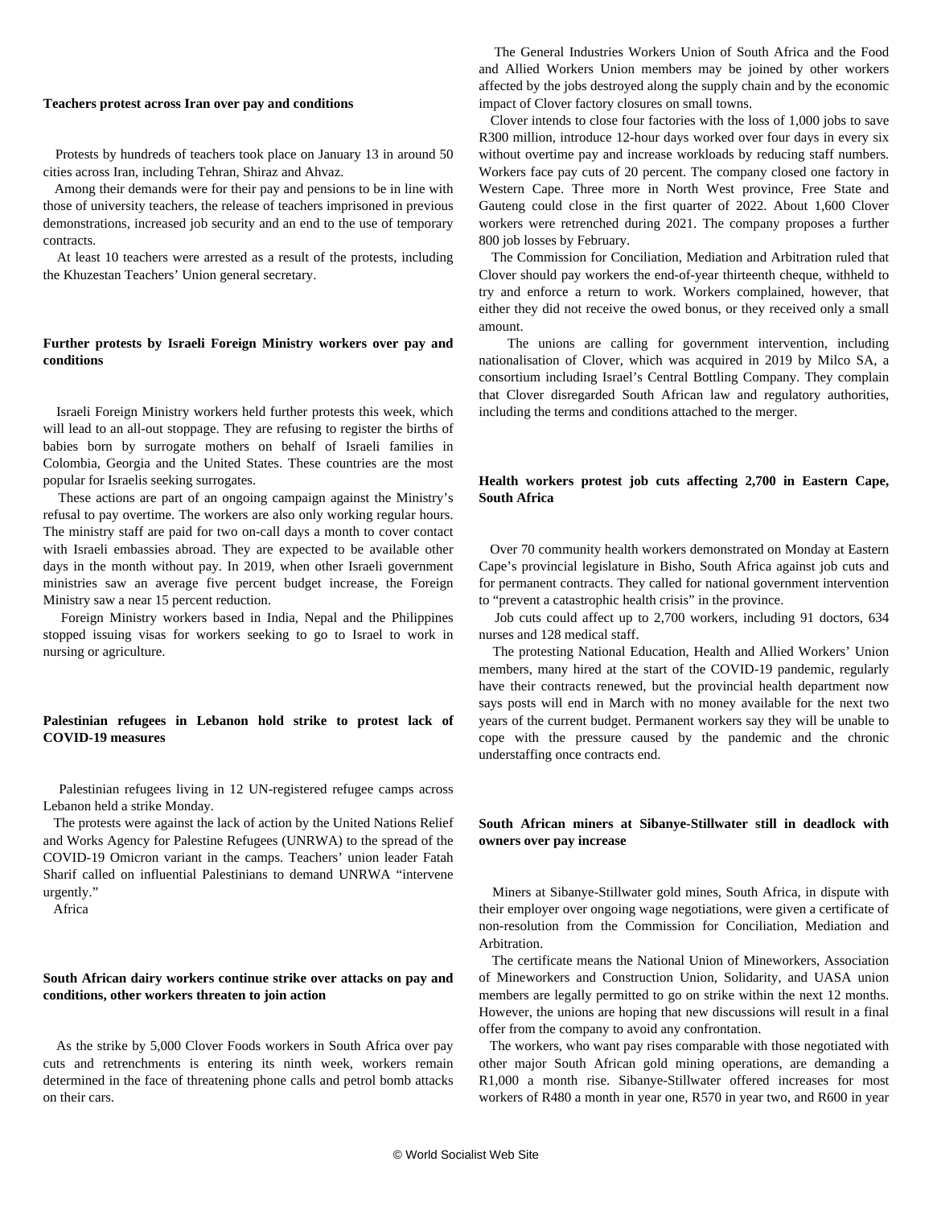### Teachers protest across Iran over pay and conditions

Protests by hundreds of teachers took place on January 13 in around 50 cities across Iran, including Tehran, Shiraz and Ahvaz.

Among their demands were for their pay and pensions to be in line with those of university teachers, the release of teachers imprisoned in previous demonstrations, increased job security and an end to the use of temporary contracts.

At least 10 teachers were arrested as a result of the protests, including the Khuzestan Teachers' Union general secretary.

### Further protests by Israeli Foreign Ministry workers over pay and conditions

Israeli Foreign Ministry workers held further protests this week, which will lead to an all-out stoppage. They are refusing to register the births of babies born by surrogate mothers on behalf of Israeli families in Colombia, Georgia and the United States. These countries are the most popular for Israelis seeking surrogates.

These actions are part of an ongoing campaign against the Ministry's refusal to pay overtime. The workers are also only working regular hours. The ministry staff are paid for two on-call days a month to cover contact with Israeli embassies abroad. They are expected to be available other days in the month without pay. In 2019, when other Israeli government ministries saw an average five percent budget increase, the Foreign Ministry saw a near 15 percent reduction.

Foreign Ministry workers based in India, Nepal and the Philippines stopped issuing visas for workers seeking to go to Israel to work in nursing or agriculture.

### Palestinian refugees in Lebanon hold strike to protest lack of COVID-19 measures

Palestinian refugees living in 12 UN-registered refugee camps across Lebanon held a strike Monday.

The protests were against the lack of action by the United Nations Relief and Works Agency for Palestine Refugees (UNRWA) to the spread of the COVID-19 Omicron variant in the camps. Teachers' union leader Fatah Sharif called on influential Palestinians to demand UNRWA "intervene urgently."

Africa

### South African dairy workers continue strike over attacks on pay and conditions, other workers threaten to join action

As the strike by 5,000 Clover Foods workers in South Africa over pay cuts and retrenchments is entering its ninth week, workers remain determined in the face of threatening phone calls and petrol bomb attacks on their cars.

The General Industries Workers Union of South Africa and the Food and Allied Workers Union members may be joined by other workers affected by the jobs destroyed along the supply chain and by the economic impact of Clover factory closures on small towns.

Clover intends to close four factories with the loss of 1,000 jobs to save R300 million, introduce 12-hour days worked over four days in every six without overtime pay and increase workloads by reducing staff numbers. Workers face pay cuts of 20 percent. The company closed one factory in Western Cape. Three more in North West province, Free State and Gauteng could close in the first quarter of 2022. About 1,600 Clover workers were retrenched during 2021. The company proposes a further 800 job losses by February.

The Commission for Conciliation, Mediation and Arbitration ruled that Clover should pay workers the end-of-year thirteenth cheque, withheld to try and enforce a return to work. Workers complained, however, that either they did not receive the owed bonus, or they received only a small amount.

The unions are calling for government intervention, including nationalisation of Clover, which was acquired in 2019 by Milco SA, a consortium including Israel's Central Bottling Company. They complain that Clover disregarded South African law and regulatory authorities, including the terms and conditions attached to the merger.

### Health workers protest job cuts affecting 2,700 in Eastern Cape, South Africa

Over 70 community health workers demonstrated on Monday at Eastern Cape's provincial legislature in Bisho, South Africa against job cuts and for permanent contracts. They called for national government intervention to "prevent a catastrophic health crisis" in the province.

Job cuts could affect up to 2,700 workers, including 91 doctors, 634 nurses and 128 medical staff.

The protesting National Education, Health and Allied Workers' Union members, many hired at the start of the COVID-19 pandemic, regularly have their contracts renewed, but the provincial health department now says posts will end in March with no money available for the next two years of the current budget. Permanent workers say they will be unable to cope with the pressure caused by the pandemic and the chronic understaffing once contracts end.

### South African miners at Sibanye-Stillwater still in deadlock with owners over pay increase

Miners at Sibanye-Stillwater gold mines, South Africa, in dispute with their employer over ongoing wage negotiations, were given a certificate of non-resolution from the Commission for Conciliation, Mediation and Arbitration.

The certificate means the National Union of Mineworkers, Association of Mineworkers and Construction Union, Solidarity, and UASA union members are legally permitted to go on strike within the next 12 months. However, the unions are hoping that new discussions will result in a final offer from the company to avoid any confrontation.

The workers, who want pay rises comparable with those negotiated with other major South African gold mining operations, are demanding a R1,000 a month rise. Sibanye-Stillwater offered increases for most workers of R480 a month in year one, R570 in year two, and R600 in year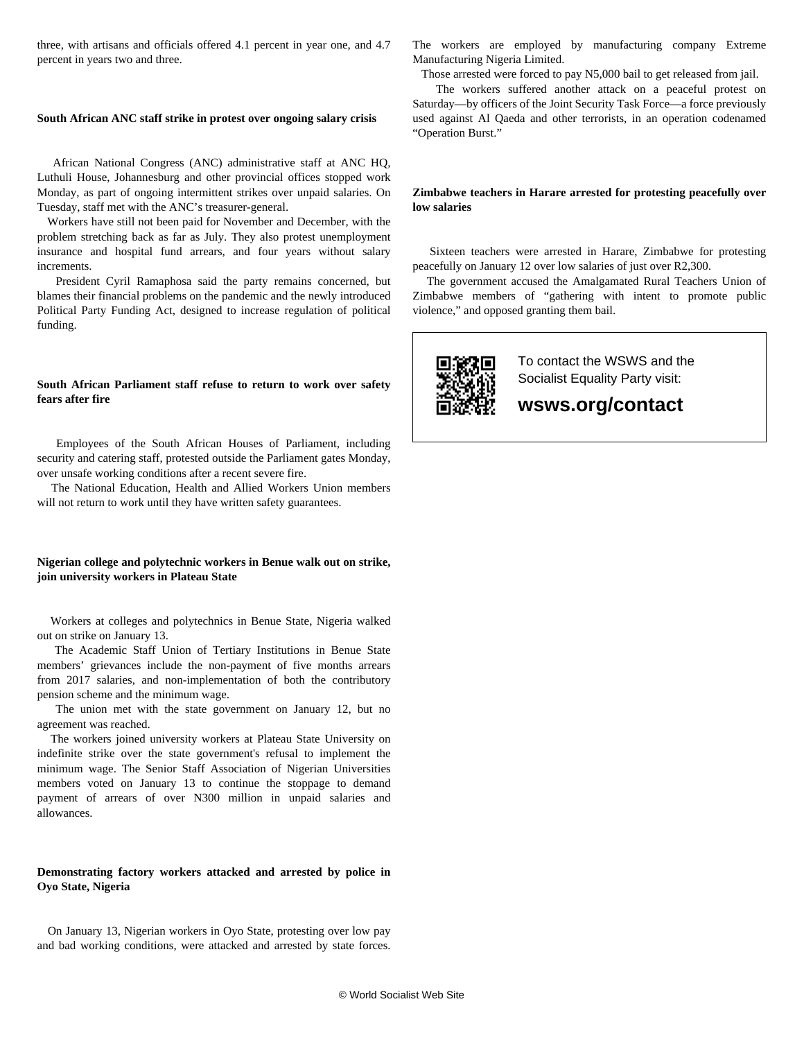three, with artisans and officials offered 4.1 percent in year one, and 4.7 percent in years two and three.

**South African ANC staff strike in protest over ongoing salary crisis**

African National Congress (ANC) administrative staff at ANC HQ, Luthuli House, Johannesburg and other provincial offices stopped work Monday, as part of ongoing intermittent strikes over unpaid salaries. On Tuesday, staff met with the ANC's treasurer-general.

Workers have still not been paid for November and December, with the problem stretching back as far as July. They also protest unemployment insurance and hospital fund arrears, and four years without salary increments.

President Cyril Ramaphosa said the party remains concerned, but blames their financial problems on the pandemic and the newly introduced Political Party Funding Act, designed to increase regulation of political funding.

**South African Parliament staff refuse to return to work over safety fears after fire**

Employees of the South African Houses of Parliament, including security and catering staff, protested outside the Parliament gates Monday, over unsafe working conditions after a recent severe fire.

The National Education, Health and Allied Workers Union members will not return to work until they have written safety guarantees.

**Nigerian college and polytechnic workers in Benue walk out on strike, join university workers in Plateau State**

Workers at colleges and polytechnics in Benue State, Nigeria walked out on strike on January 13.

The Academic Staff Union of Tertiary Institutions in Benue State members' grievances include the non-payment of five months arrears from 2017 salaries, and non-implementation of both the contributory pension scheme and the minimum wage.

The union met with the state government on January 12, but no agreement was reached.

The workers joined university workers at Plateau State University on indefinite strike over the state government's refusal to implement the minimum wage. The Senior Staff Association of Nigerian Universities members voted on January 13 to continue the stoppage to demand payment of arrears of over N300 million in unpaid salaries and allowances.

**Demonstrating factory workers attacked and arrested by police in Oyo State, Nigeria**

On January 13, Nigerian workers in Oyo State, protesting over low pay and bad working conditions, were attacked and arrested by state forces. The workers are employed by manufacturing company Extreme Manufacturing Nigeria Limited.

Those arrested were forced to pay N5,000 bail to get released from jail.

The workers suffered another attack on a peaceful protest on Saturday—by officers of the Joint Security Task Force—a force previously used against Al Qaeda and other terrorists, in an operation codenamed "Operation Burst."

**Zimbabwe teachers in Harare arrested for protesting peacefully over low salaries**

Sixteen teachers were arrested in Harare, Zimbabwe for protesting peacefully on January 12 over low salaries of just over R2,300.

The government accused the Amalgamated Rural Teachers Union of Zimbabwe members of "gathering with intent to promote public violence," and opposed granting them bail.

To contact the WSWS and the Socialist Equality Party visit:

**wsws.org/contact**